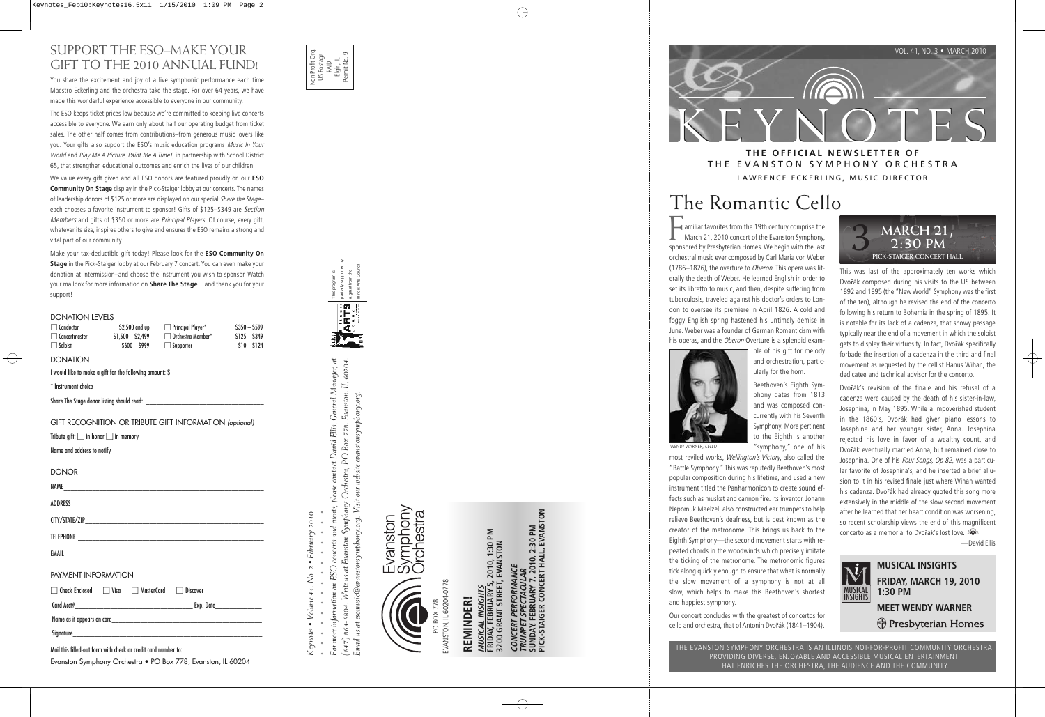# SUPPORT THE ESO–MAKE YOUR GIFT TO THE 2010 ANNUAL FUND!

You share the excitement and joy of a live symphonic performance each time Maestro Eckerling and the orchestra take the stage. For over 64 years, we have made this wonderful experience accessible to everyone in our community.

The ESO keeps ticket prices low because we're committed to keeping live concerts accessible to everyone. We earn only about half our operating budget from ticket sales. The other half comes from contributions–from generous music lovers like you. Your gifts also support the ESO's music education programs *Music In Your World* and *Play Me A Picture, Paint Me A Tune!*, in partnership with School District 65, that strengthen educational outcomes and enrich the lives of our children.

We value every gift given and all ESO donors are featured proudly on our **ESO Community On Stage** display in the Pick-Staiger lobby at our concerts. The names of leadership donors of $125 or more are displayed on our special *Share the Stage*–each chooses a favorite instrument to sponsor! Gifts of $125–$349 are *Section Members* and gifts of $350 or more are *Principal Players*. Of course, every gift, whatever its size, inspires others to give and ensures the ESO remains a strong and vital part of our community.

Make your tax-deductible gift today! Please look for the **ESO Community On Stage** in the Pick-Staiger lobby at our February 7 concert. You can even make your donation at intermission–and choose the instrument you wish to sponsor. Watch your mailbox for more information on **Share The Stage**…and thank you for your support!

### DONATION LEVELS

| | | | |
|---|---|---|---|
| ☐ Conductor | $2,500 and up | ☐ Principal Player* | $350 – $599 |
| ☐ Concertmaster | $1,500 – $2,499 | ☐ Orchestra Member* | $125 – $349 |
| ☐ Soloist | $600 – $999 | ☐ Supporter | $10 – $124 |

### DONATION

I would like to make a gift for the following amount: $\_\_\_\_\_\_\_\_\_\_

\* Instrument choice \_\_\_\_\_\_\_\_\_\_

Share The Stage donor listing should read: \_\_\_\_\_\_\_\_\_\_

### GIFT RECOGNITION OR TRIBUTE GIFT INFORMATION *(optional)*

Tribute gift: ☐ in honor ☐ in memory \_\_\_\_\_\_\_\_\_\_

Name and address to notify \_\_\_\_\_\_\_\_\_\_

### DONOR

NAME \_\_\_\_\_\_\_\_\_\_

ADDRESS \_\_\_\_\_\_\_\_\_\_

CITY/STATE/ZIP \_\_\_\_\_\_\_\_\_\_

TELEPHONE \_\_\_\_\_\_\_\_\_\_

EMAIL \_\_\_\_\_\_\_\_\_\_

### PAYMENT INFORMATION

☐ Check Enclosed ☐ Visa ☐ MasterCard ☐ Discover

Card Acct# \_\_\_\_\_\_\_\_\_\_ Exp. Date \_\_\_\_\_\_\_\_\_\_

Name as it appears on card \_\_\_\_\_\_\_\_\_\_

Signature \_\_\_\_\_\_\_\_\_\_

Mail this filled-out form with check or credit card number to:
Evanston Symphony Orchestra • PO Box 778, Evanston, IL 60204

---

Non Profit Org.
US Postage
PAID
Elgin, IL
Permit No. 9

*Keynotes • Volume 41, No. 2 • February 2010*

*For more information on ESO concerts and events, please contact David Ellis, General Manager, at (847) 864-8804. Write us at Evanston Symphony Orchestra, PO Box 778, Evanston, IL 60204. Email us at esomusic@evanstonsymphony.org. Visit our website evanstonsymphony.org.*

This program is partially supported by a grant from the Illinois Arts Council

Evanston Symphony Orchestra
PO BOX 778
EVANSTON, IL 60204-0778

**REMINDER!**

***MUSICAL INSIGHTS***
**FRIDAY, FEBRUARY 5, 2010, 1:30 PM**
**3200 GRANT STREET, EVANSTON**

***CONCERT PERFORMANCE***
***TRUMPET SPECTACULAR***
**SUNDAY FEBRUARY 7, 2010, 2:30 PM**
**PICK-STAIGER CONCERT HALL, EVANSTON**

---

VOL. 41, NO. 3 • MARCH 2010

# KEYNOTES

**THE OFFICIAL NEWSLETTER OF**
THE EVANSTON SYMPHONY ORCHESTRA

LAWRENCE ECKERLING, MUSIC DIRECTOR

## The Romantic Cello

**3** **MARCH 21, 2:30 PM**
PICK-STAIGER CONCERT HALL

Familiar favorites from the 19th century comprise the March 21, 2010 concert of the Evanston Symphony, sponsored by Presbyterian Homes. We begin with the last orchestral music ever composed by Carl Maria von Weber (1786–1826), the overture to *Oberon*. This opera was literally the death of Weber. He learned English in order to set its libretto to music, and then, despite suffering from tuberculosis, traveled against his doctor's orders to London to oversee its premiere in April 1826. A cold and foggy English spring hastened his untimely demise in June. Weber was a founder of German Romanticism with his operas, and the *Oberon* Overture is a splendid example of his gift for melody and orchestration, particularly for the horn.

WENDY WARNER, CELLO

Beethoven's Eighth Symphony dates from 1813 and was composed concurrently with his Seventh Symphony. More pertinent to the Eighth is another "symphony," one of his most reviled works, *Wellington's Victory*, also called the "Battle Symphony." This was reputedly Beethoven's most popular composition during his lifetime, and used a new instrument titled the Panharmonicon to create sound effects such as musket and cannon fire. Its inventor, Johann Nepomuk Maelzel, also constructed ear trumpets to help relieve Beethoven's deafness, but is best known as the creator of the metronome. This brings us back to the Eighth Symphony—the second movement starts with repeated chords in the woodwinds which precisely imitate the ticking of the metronome. The metronomic figures tick along quickly enough to ensure that what is normally the slow movement of a symphony is not at all slow, which helps to make this Beethoven's shortest and happiest symphony.

Our concert concludes with the greatest of concertos for cello and orchestra, that of Antonin Dvořák (1841–1904). This was last of the approximately ten works which Dvořák composed during his visits to the US between 1892 and 1895 (the "New World" Symphony was the first of the ten), although he revised the end of the concerto following his return to Bohemia in the spring of 1895. It is notable for its lack of a cadenza, that showy passage typically near the end of a movement in which the soloist gets to display their virtuosity. In fact, Dvořák specifically forbade the insertion of a cadenza in the third and final movement as requested by the cellist Hanus Wihan, the dedicatee and technical advisor for the concerto.

Dvořák's revision of the finale and his refusal of a cadenza were caused by the death of his sister-in-law, Josephina, in May 1895. While a impoverished student in the 1860's, Dvořák had given piano lessons to Josephina and her younger sister, Anna. Josephina rejected his love in favor of a wealthy count, and Dvořák eventually married Anna, but remained close to Josephina. One of his *Four Songs, Op 82*, was a particular favorite of Josephina's, and he inserted a brief allusion to it in his revised finale just where Wihan wanted his cadenza. Dvořák had already quoted this song more extensively in the middle of the slow second movement after he learned that her heart condition was worsening, so recent scholarship views the end of this magnificent concerto as a memorial to Dvořák's lost love.

—David Ellis

**MUSICAL INSIGHTS**
**FRIDAY, MARCH 19, 2010 1:30 PM**
**MEET WENDY WARNER**
Presbyterian Homes

THE EVANSTON SYMPHONY ORCHESTRA IS AN ILLINOIS NOT-FOR-PROFIT COMMUNITY ORCHESTRA PROVIDING DIVERSE, ENJOYABLE AND ACCESSIBLE MUSICAL ENTERTAINMENT THAT ENRICHES THE ORCHESTRA, THE AUDIENCE AND THE COMMUNITY.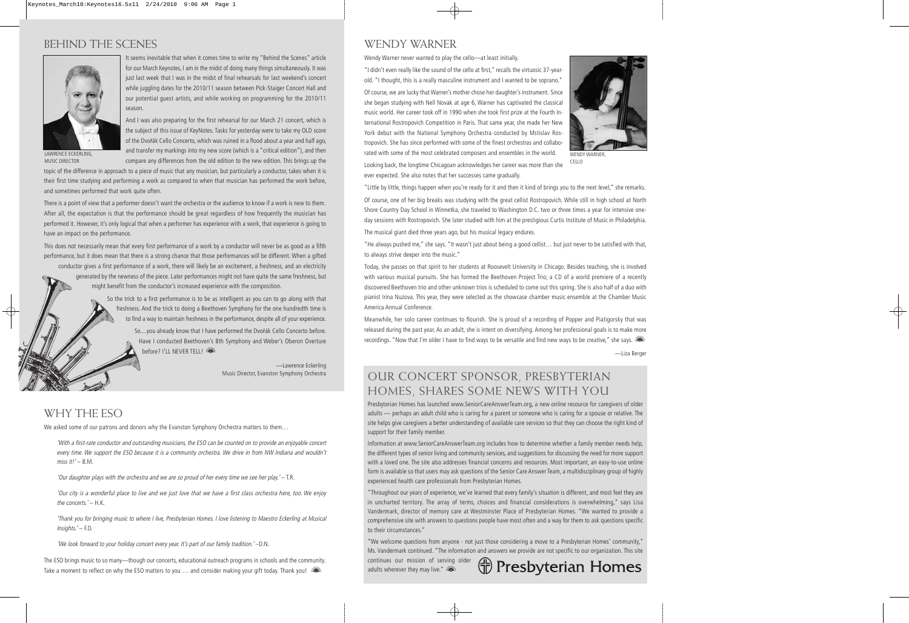## BEHIND THE SCENES

LAWRENCE ECKERLING, MUSIC DIRECTOR

It seems inevitable that when it comes time to write my "Behind the Scenes" article for our March Keynotes, I am in the midst of doing many things simultaneously. It was just last week that I was in the midst of final rehearsals for last weekend's concert while juggling dates for the 2010/11 season between Pick-Staiger Concert Hall and our potential guest artists, and while working on programming for the 2010/11 season.

And I was also preparing for the first rehearsal for our March 21 concert, which is the subject of this issue of KeyNotes. Tasks for yesterday were to take my OLD score of the Dvořák Cello Concerto, which was ruined in a flood about a year and half ago, and transfer my markings into my new score (which is a "critical edition"), and then compare any differences from the old edition to the new edition. This brings up the topic of the difference in approach to a piece of music that any musician, but particularly a conductor, takes when it is their first time studying and performing a work as compared to when that musician has performed the work before, and sometimes performed that work quite often.

There is a point of view that a performer doesn't want the orchestra or the audience to know if a work is new to them. After all, the expectation is that the performance should be great regardless of how frequently the musician has performed it. However, it's only logical that when a performer has experience with a work, that experience is going to have an impact on the performance.

This does not necessarily mean that every first performance of a work by a conductor will never be as good as a fifth performance, but it does mean that there is a strong chance that those performances will be different. When a gifted conductor gives a first performance of a work, there will likely be an excitement, a freshness, and an electricity generated by the newness of the piece. Later performances might not have quite the same freshness, but might benefit from the conductor's increased experience with the composition.

So the trick to a first performance is to be as intelligent as you can to go along with that freshness. And the trick to doing a Beethoven Symphony for the one hundredth time is to find a way to maintain freshness in the performance, despite all of your experience.

So....you already know that I have performed the Dvořák Cello Concerto before. Have I conducted Beethoven's 8th Symphony and Weber's Oberon Overture before? I'LL NEVER TELL!

—Lawrence Eckerling
Music Director, Evanston Symphony Orchestra

## WHY THE ESO

We asked some of our patrons and donors why the Evanston Symphony Orchestra matters to them…

*'With a first-rate conductor and outstanding musicians, the ESO can be counted on to provide an enjoyable concert every time. We support the ESO because it is a community orchestra. We drive in from NW Indiana and wouldn't miss it!'* – B.M.

*'Our daughter plays with the orchestra and we are so proud of her every time we see her play.'* – T.R.

*'Our city is a wonderful place to live and we just love that we have a first class orchestra here, too. We enjoy the concerts.'* – H.K.

*'Thank you for bringing music to where I live, Presbyterian Homes. I love listening to Maestro Eckerling at Musical Insights.'* – F.D.

*'We look forward to your holiday concert every year. It's part of our family tradition.'* –D.N.

The ESO brings music to so many—though our concerts, educational outreach programs in schools and the community. Take a moment to reflect on why the ESO matters to you … and consider making your gift today. Thank you!

## WENDY WARNER

Wendy Warner never wanted to play the cello—at least initially.

"I didn't even really like the sound of the cello at first," recalls the virtuosic 37-year-old. "I thought, this is a really masculine instrument and I wanted to be soprano."

WENDY WARNER, CELLO

Of course, we are lucky that Warner's mother chose her daughter's instrument. Since she began studying with Nell Novak at age 6, Warner has captivated the classical music world. Her career took off in 1990 when she took first prize at the Fourth International Rostropovich Competition in Paris. That same year, she made her New York debut with the National Symphony Orchestra conducted by Mstislav Rostropovich. She has since performed with some of the finest orchestras and collaborated with some of the most celebrated composers and ensembles in the world.

Looking back, the longtime Chicagoan acknowledges her career was more than she ever expected. She also notes that her successes came gradually.

"Little by little, things happen when you're ready for it and then it kind of brings you to the next level," she remarks.

Of course, one of her big breaks was studying with the great cellist Rostropovich. While still in high school at North Shore Country Day School in Winnetka, she traveled to Washington D.C. two or three times a year for intensive one-day sessions with Rostropovich. She later studied with him at the prestigious Curtis Institute of Music in Philadelphia.

The musical giant died three years ago, but his musical legacy endures.

"He always pushed me," she says. "It wasn't just about being a good cellist… but just never to be satisfied with that, to always strive deeper into the music."

Today, she passes on that spirit to her students at Roosevelt University in Chicago. Besides teaching, she is involved with various musical pursuits. She has formed the Beethoven Project Trio; a CD of a world premiere of a recently discovered Beethoven trio and other unknown trios is scheduled to come out this spring. She is also half of a duo with pianist Irina Nuzova. This year, they were selected as the showcase chamber music ensemble at the Chamber Music America Annual Conference.

Meanwhile, her solo career continues to flourish. She is proud of a recording of Popper and Piatigorsky that was released during the past year. As an adult, she is intent on diversifying. Among her professional goals is to make more recordings. "Now that I'm older I have to find ways to be versatile and find new ways to be creative," she says.

—Liza Berger

## OUR CONCERT SPONSOR, PRESBYTERIAN HOMES, SHARES SOME NEWS WITH YOU

Presbyterian Homes has launched www.SeniorCareAnswerTeam.org, a new online resource for caregivers of older adults — perhaps an adult child who is caring for a parent or someone who is caring for a spouse or relative. The site helps give caregivers a better understanding of available care services so that they can choose the right kind of support for their family member.

Information at www.SeniorCareAnswerTeam.org includes how to determine whether a family member needs help, the different types of senior living and community services, and suggestions for discussing the need for more support with a loved one. The site also addresses financial concerns and resources. Most important, an easy-to-use online form is available so that users may ask questions of the Senior Care Answer Team, a multidisciplinary group of highly experienced health care professionals from Presbyterian Homes.

"Throughout our years of experience, we've learned that every family's situation is different, and most feel they are in uncharted territory. The array of terms, choices and financial considerations is overwhelming," says Lisa Vandermark, director of memory care at Westminster Place of Presbyterian Homes. "We wanted to provide a comprehensive site with answers to questions people have most often and a way for them to ask questions specific to their circumstances."

"We welcome questions from anyone - not just those considering a move to a Presbyterian Homes' community," Ms. Vandermark continued. "The information and answers we provide are not specific to our organization. This site continues our mission of serving older adults wherever they may live."

Presbyterian Homes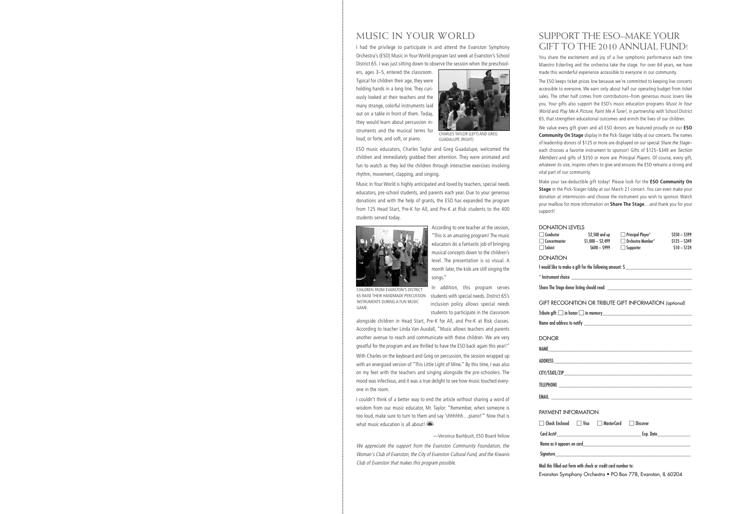# MUSIC IN YOUR WORLD

I had the privilege to participate in and attend the Evanston Symphony Orchestra's (ESO) Music in Your World program last week at Evanston's School District 65. I was just sitting down to observe the session when the preschoolers, ages 3–5, entered the classroom. Typical for children their age, they were holding hands in a long line. They curiously looked at their teachers and the many strange, colorful instruments laid out on a table in front of them. Today, they would learn about percussion instruments and the musical terms for loud, or forte, and soft, or piano.

CHARLES TAYLOR (LEFT) AND GREG GUADALUPE (RIGHT)

ESO music educators, Charles Taylor and Greg Guadalupe, welcomed the children and immediately grabbed their attention. They were animated and fun to watch as they led the children through interactive exercises involving rhythm, movement, clapping, and singing.

Music in Your World is highly anticipated and loved by teachers, special needs educators, pre-school students, and parents each year. Due to your generous donations and with the help of grants, the ESO has expanded the program from 125 Head Start, Pre-K for All, and Pre-K at Risk students to the 400 students served today.

CHILDREN FROM EVANSTON'S DISTRICT 65 RAISE THEIR HANDMADE PERCUSSION INSTRUMENTS DURING A FUN MUSIC GAME.

According to one teacher at the session, "This is an amazing program! The music educators do a fantastic job of bringing musical concepts down to the children's level. The presentation is so visual. A month later, the kids are still singing the songs."

In addition, this program serves students with special needs. District 65's inclusion policy allows special needs students to participate in the classroom alongside children in Head Start, Pre-K for All, and Pre-K at Risk classes. According to teacher Linda Van Ausdall, "Music allows teachers and parents another avenue to reach and communicate with these children. We are very greatful for the program and are thrilled to have the ESO back again this year!"

With Charles on the keyboard and Greg on percussion, the session wrapped up with an energized version of "This Little Light of Mine." By this time, I was also on my feet with the teachers and singing alongside the pre-schoolers. The mood was infectious, and it was a true delight to see how music touched everyone in the room.

I couldn't think of a better way to end the article without sharing a word of wisdom from our music educator, Mr. Taylor: "Remember, when someone is too loud, make sure to turn to them and say 'shhhhhh…piano!'" Now that is what music education is all about!

—Veronica Bashbush, ESO Board Fellow

*We appreciate the support from the Evanston Community Foundation, the Woman's Club of Evanston, the City of Evanston Cultural Fund, and the Kiwanis Club of Evanston that makes this program possible.*

# SUPPORT THE ESO–MAKE YOUR GIFT TO THE 2010 ANNUAL FUND!

You share the excitement and joy of a live symphonic performance each time Maestro Eckerling and the orchestra take the stage. For over 64 years, we have made this wonderful experience accessible to everyone in our community.

The ESO keeps ticket prices low because we're committed to keeping live concerts accessible to everyone. We earn only about half our operating budget from ticket sales. The other half comes from contributions–from generous music lovers like you. Your gifts also support the ESO's music education programs *Music In Your World* and *Play Me A Picture, Paint Me A Tune!*, in partnership with School District 65, that strengthen educational outcomes and enrich the lives of our children.

We value every gift given and all ESO donors are featured proudly on our **ESO Community On Stage** display in the Pick-Staiger lobby at our concerts. The names of leadership donors of $125 or more are displayed on our special *Share the Stage*– each chooses a favorite instrument to sponsor! Gifts of $125–$349 are *Section Members* and gifts of $350 or more are *Principal Players*. Of course, every gift, whatever its size, inspires others to give and ensures the ESO remains a strong and vital part of our community.

Make your tax-deductible gift today! Please look for the **ESO Community On Stage** in the Pick-Staiger lobby at our March 21 concert. You can even make your donation at intermission–and choose the instrument you wish to sponsor. Watch your mailbox for more information on **Share The Stage**…and thank you for your support!

## DONATION LEVELS

| | | | |
|---|---|---|---|
| ☐ Conductor | $2,500 and up | ☐ Principal Player* | $350 – $599 |
| ☐ Concertmaster | $1,000 – $2,499 | ☐ Orchestra Member* | $125 – $349 |
| ☐ Soloist | $600 – $999 | ☐ Supporter | $10 – $124 |

## DONATION

I would like to make a gift for the following amount: $\_\_\_\_\_\_\_\_\_\_

\* Instrument choice \_\_\_\_\_\_\_\_\_\_

Share The Stage donor listing should read: \_\_\_\_\_\_\_\_\_\_

## GIFT RECOGNITION OR TRIBUTE GIFT INFORMATION *(optional)*

Tribute gift: ☐ in honor ☐ in memory\_\_\_\_\_\_\_\_\_\_

Name and address to notify \_\_\_\_\_\_\_\_\_\_

## DONOR

NAME\_\_\_\_\_\_\_\_\_\_

ADDRESS\_\_\_\_\_\_\_\_\_\_

CITY/STATE/ZIP\_\_\_\_\_\_\_\_\_\_

TELEPHONE \_\_\_\_\_\_\_\_\_\_

EMAIL \_\_\_\_\_\_\_\_\_\_

## PAYMENT INFORMATION

☐ Check Enclosed ☐ Visa ☐ MasterCard ☐ Discover

Card Acct#\_\_\_\_\_\_\_\_\_\_ Exp. Date\_\_\_\_\_\_\_\_\_\_

Name as it appears on card\_\_\_\_\_\_\_\_\_\_

Signature\_\_\_\_\_\_\_\_\_\_

Mail this filled-out form with check or credit card number to:

Evanston Symphony Orchestra • PO Box 778, Evanston, IL 60204